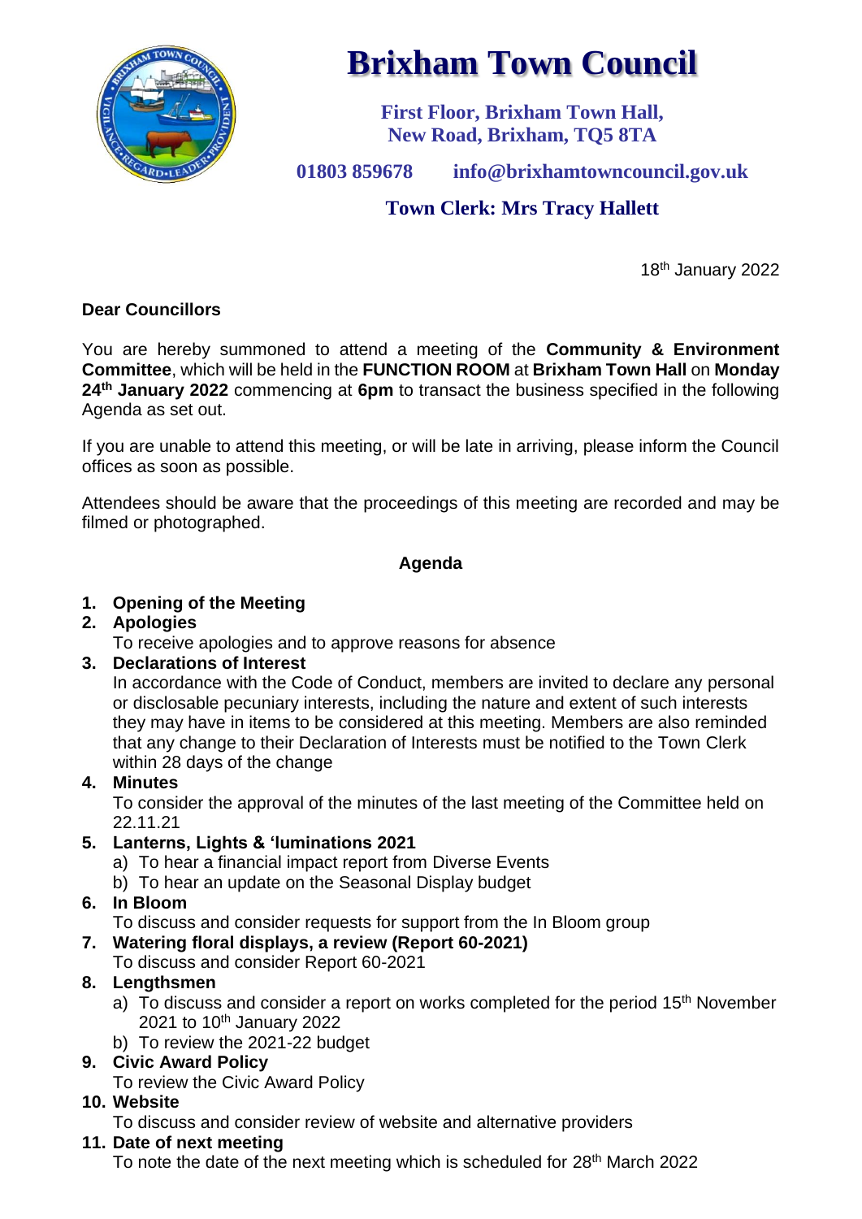# Brixham Town Council

**First Floor, Brixham Town Hall,**
**New Road, Brixham, TQ5 8TA**

**01803 859678      info@brixhamtowncouncil.gov.uk**

**Town Clerk: Mrs Tracy Hallett**

18th January 2022

**Dear Councillors**

You are hereby summoned to attend a meeting of the **Community & Environment Committee**, which will be held in the **FUNCTION ROOM** at **Brixham Town Hall** on **Monday 24th January 2022** commencing at **6pm** to transact the business specified in the following Agenda as set out.

If you are unable to attend this meeting, or will be late in arriving, please inform the Council offices as soon as possible.

Attendees should be aware that the proceedings of this meeting are recorded and may be filmed or photographed.

**Agenda**

1. **Opening of the Meeting**
2. **Apologies**
   To receive apologies and to approve reasons for absence
3. **Declarations of Interest**
   In accordance with the Code of Conduct, members are invited to declare any personal or disclosable pecuniary interests, including the nature and extent of such interests they may have in items to be considered at this meeting. Members are also reminded that any change to their Declaration of Interests must be notified to the Town Clerk within 28 days of the change
4. **Minutes**
   To consider the approval of the minutes of the last meeting of the Committee held on 22.11.21
5. **Lanterns, Lights & 'luminations 2021**
   a) To hear a financial impact report from Diverse Events
   b) To hear an update on the Seasonal Display budget
6. **In Bloom**
   To discuss and consider requests for support from the In Bloom group
7. **Watering floral displays, a review (Report 60-2021)**
   To discuss and consider Report 60-2021
8. **Lengthsmen**
   a) To discuss and consider a report on works completed for the period 15th November 2021 to 10th January 2022
   b) To review the 2021-22 budget
9. **Civic Award Policy**
   To review the Civic Award Policy
10. **Website**
    To discuss and consider review of website and alternative providers
11. **Date of next meeting**
    To note the date of the next meeting which is scheduled for 28th March 2022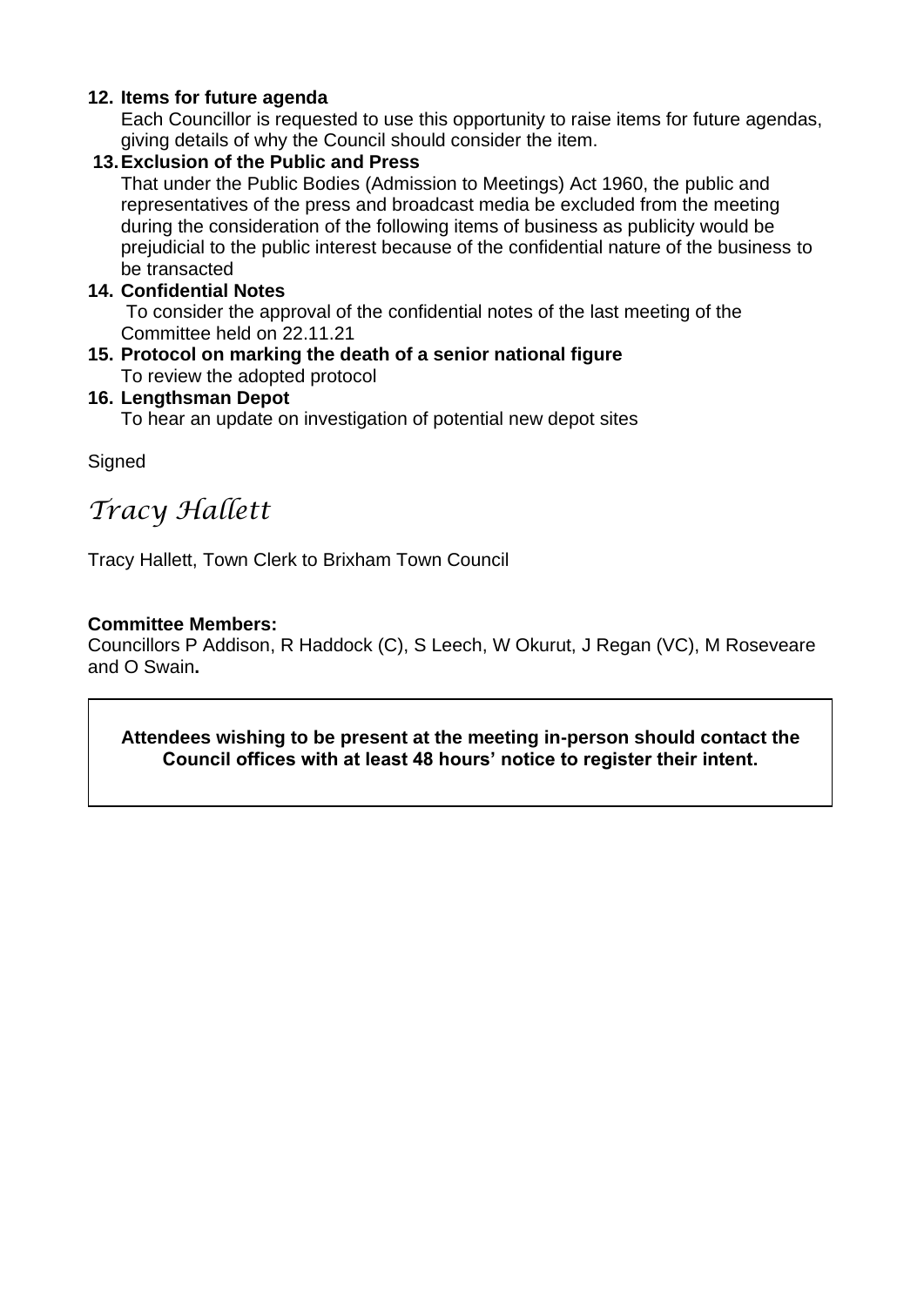12. **Items for future agenda**
    Each Councillor is requested to use this opportunity to raise items for future agendas, giving details of why the Council should consider the item.
13. **Exclusion of the Public and Press**
    That under the Public Bodies (Admission to Meetings) Act 1960, the public and representatives of the press and broadcast media be excluded from the meeting during the consideration of the following items of business as publicity would be prejudicial to the public interest because of the confidential nature of the business to be transacted
14. **Confidential Notes**
    To consider the approval of the confidential notes of the last meeting of the Committee held on 22.11.21
15. **Protocol on marking the death of a senior national figure**
    To review the adopted protocol
16. **Lengthsman Depot**
    To hear an update on investigation of potential new depot sites

Signed

*Tracy Hallett*

Tracy Hallett, Town Clerk to Brixham Town Council

**Committee Members:**
Councillors P Addison, R Haddock (C), S Leech, W Okurut, J Regan (VC), M Roseveare and O Swain**.**

**Attendees wishing to be present at the meeting in-person should contact the Council offices with at least 48 hours' notice to register their intent.**